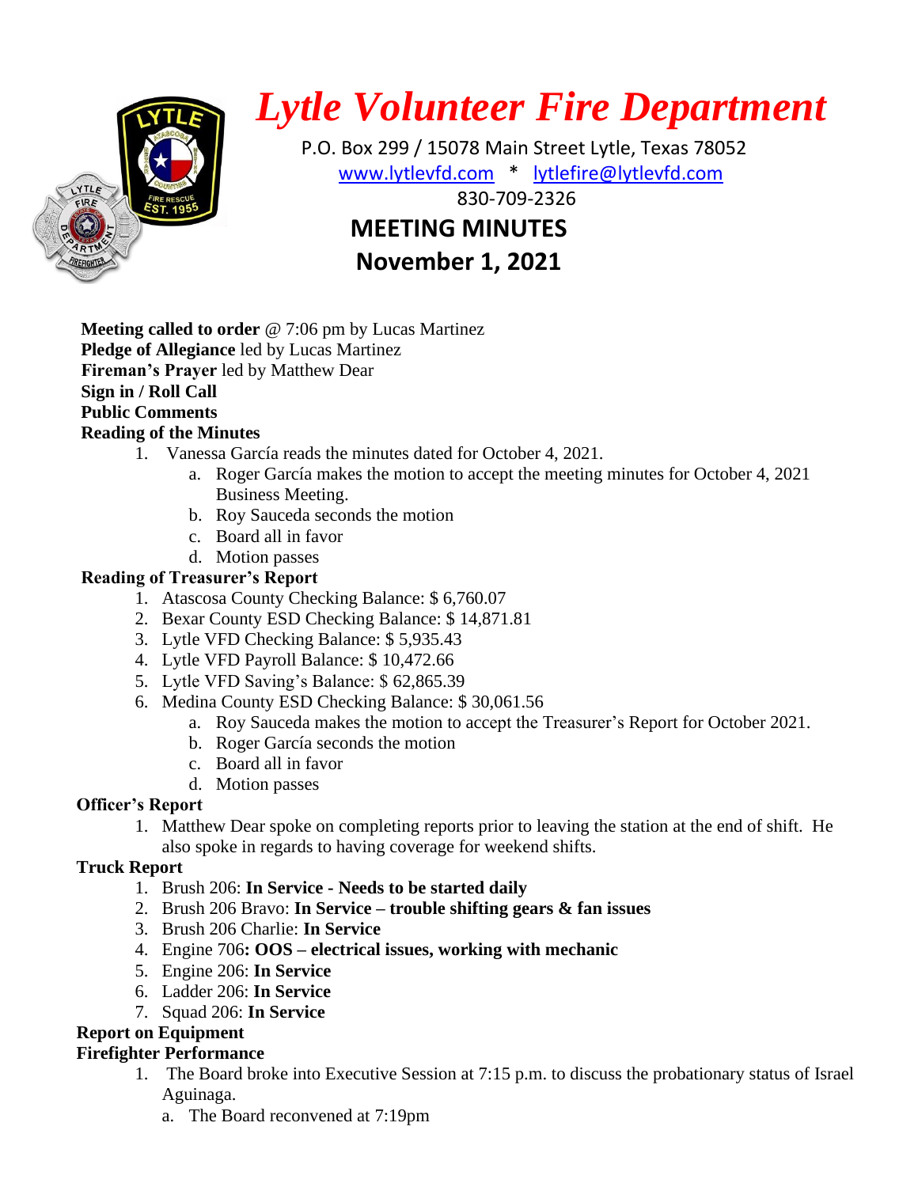# Lytle Volunteer Fire Department

P.O. Box 299 / 15078 Main Street Lytle, Texas 78052
www.lytlevfd.com * lytlefire@lytlevfd.com
830-709-2326

## MEETING MINUTES
## November 1, 2021

**Meeting called to order** @ 7:06 pm by Lucas Martinez
**Pledge of Allegiance** led by Lucas Martinez
**Fireman's Prayer** led by Matthew Dear
**Sign in / Roll Call**
**Public Comments**
**Reading of the Minutes**

1. Vanessa García reads the minutes dated for October 4, 2021.
   a. Roger García makes the motion to accept the meeting minutes for October 4, 2021 Business Meeting.
   b. Roy Sauceda seconds the motion
   c. Board all in favor
   d. Motion passes

**Reading of Treasurer's Report**

1. Atascosa County Checking Balance: $ 6,760.07
2. Bexar County ESD Checking Balance: $ 14,871.81
3. Lytle VFD Checking Balance: $ 5,935.43
4. Lytle VFD Payroll Balance: $ 10,472.66
5. Lytle VFD Saving's Balance: $ 62,865.39
6. Medina County ESD Checking Balance: $ 30,061.56
   a. Roy Sauceda makes the motion to accept the Treasurer's Report for October 2021.
   b. Roger García seconds the motion
   c. Board all in favor
   d. Motion passes

**Officer's Report**

1. Matthew Dear spoke on completing reports prior to leaving the station at the end of shift. He also spoke in regards to having coverage for weekend shifts.

**Truck Report**

1. Brush 206: **In Service - Needs to be started daily**
2. Brush 206 Bravo: **In Service – trouble shifting gears & fan issues**
3. Brush 206 Charlie: **In Service**
4. Engine 706**: OOS – electrical issues, working with mechanic**
5. Engine 206: **In Service**
6. Ladder 206: **In Service**
7. Squad 206: **In Service**

**Report on Equipment**
**Firefighter Performance**

1. The Board broke into Executive Session at 7:15 p.m. to discuss the probationary status of Israel Aguinaga.
   a. The Board reconvened at 7:19pm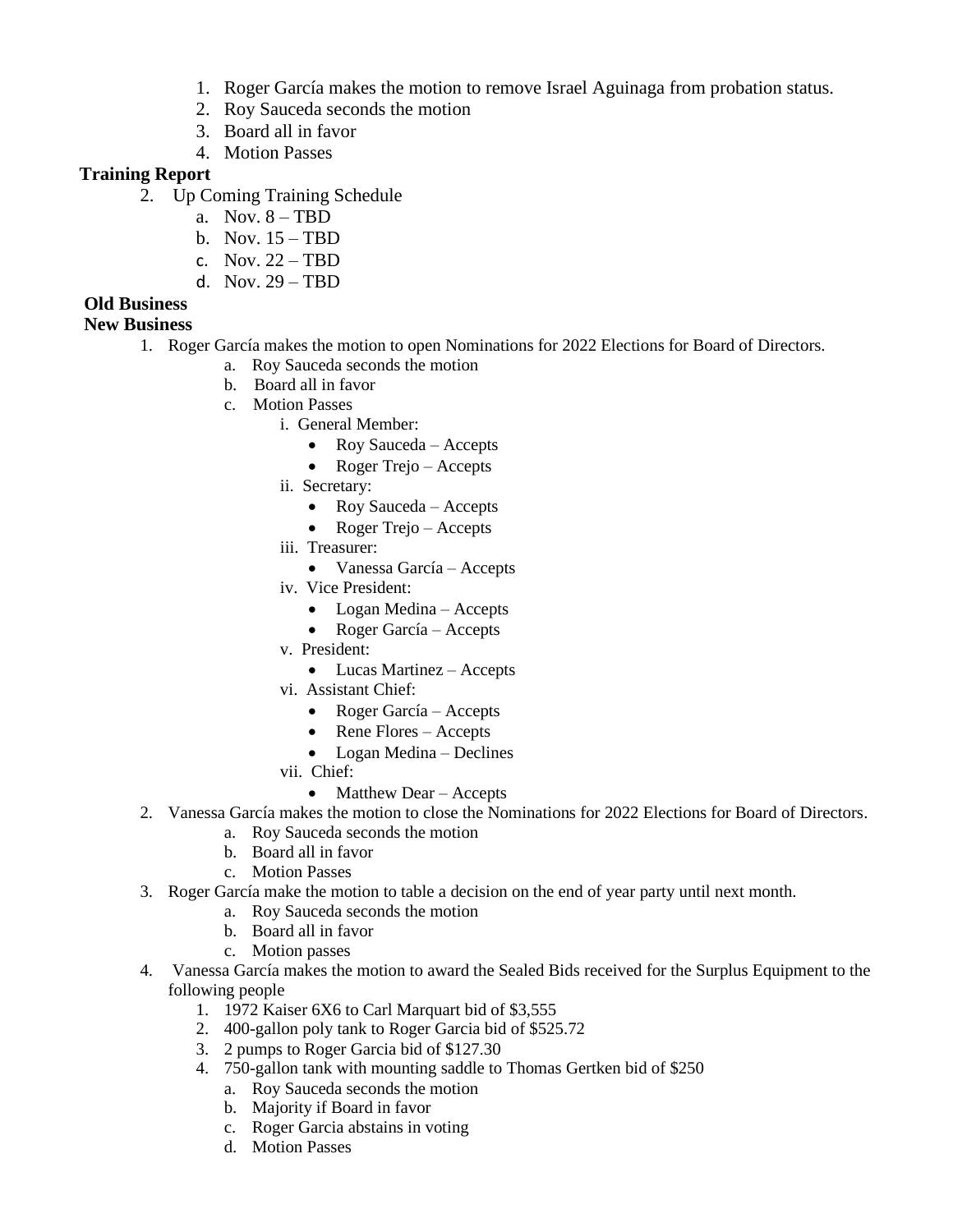1. Roger García makes the motion to remove Israel Aguinaga from probation status.
2. Roy Sauceda seconds the motion
3. Board all in favor
4. Motion Passes

**Training Report**

2. Up Coming Training Schedule
   a. Nov. 8 – TBD
   b. Nov. 15 – TBD
   c. Nov. 22 – TBD
   d. Nov. 29 – TBD

**Old Business**

**New Business**

1. Roger García makes the motion to open Nominations for 2022 Elections for Board of Directors.
   a. Roy Sauceda seconds the motion
   b. Board all in favor
   c. Motion Passes
      i. General Member:
         - Roy Sauceda – Accepts
         - Roger Trejo – Accepts
      ii. Secretary:
         - Roy Sauceda – Accepts
         - Roger Trejo – Accepts
      iii. Treasurer:
         - Vanessa García – Accepts
      iv. Vice President:
         - Logan Medina – Accepts
         - Roger García – Accepts
      v. President:
         - Lucas Martinez – Accepts
      vi. Assistant Chief:
         - Roger García – Accepts
         - Rene Flores – Accepts
         - Logan Medina – Declines
      vii. Chief:
         - Matthew Dear – Accepts
2. Vanessa García makes the motion to close the Nominations for 2022 Elections for Board of Directors.
   a. Roy Sauceda seconds the motion
   b. Board all in favor
   c. Motion Passes
3. Roger García make the motion to table a decision on the end of year party until next month.
   a. Roy Sauceda seconds the motion
   b. Board all in favor
   c. Motion passes
4. Vanessa García makes the motion to award the Sealed Bids received for the Surplus Equipment to the following people
   1. 1972 Kaiser 6X6 to Carl Marquart bid of $3,555
   2. 400-gallon poly tank to Roger Garcia bid of $525.72
   3. 2 pumps to Roger Garcia bid of $127.30
   4. 750-gallon tank with mounting saddle to Thomas Gertken bid of $250
      a. Roy Sauceda seconds the motion
      b. Majority if Board in favor
      c. Roger Garcia abstains in voting
      d. Motion Passes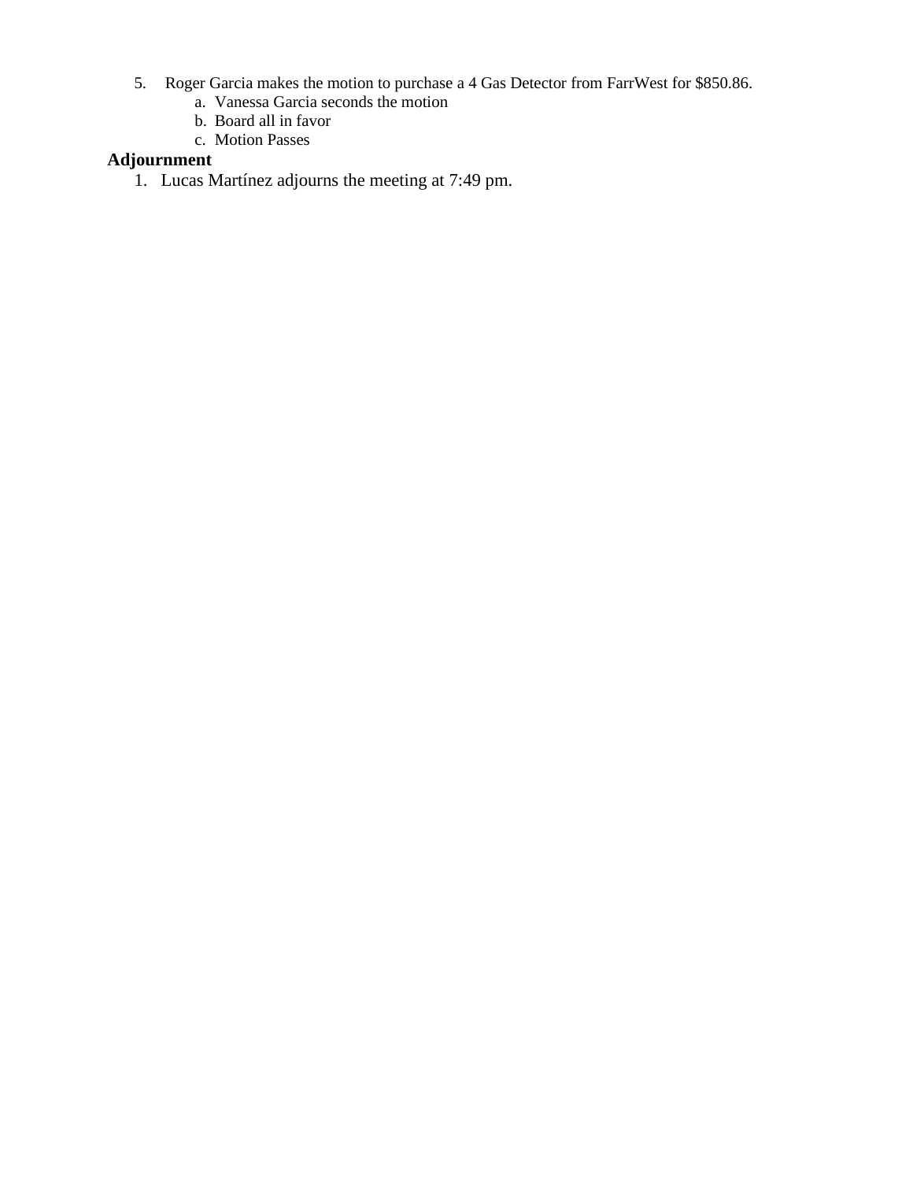5. Roger Garcia makes the motion to purchase a 4 Gas Detector from FarrWest for $850.86.
    a. Vanessa Garcia seconds the motion
    b. Board all in favor
    c. Motion Passes

**Adjournment**

1. Lucas Martínez adjourns the meeting at 7:49 pm.